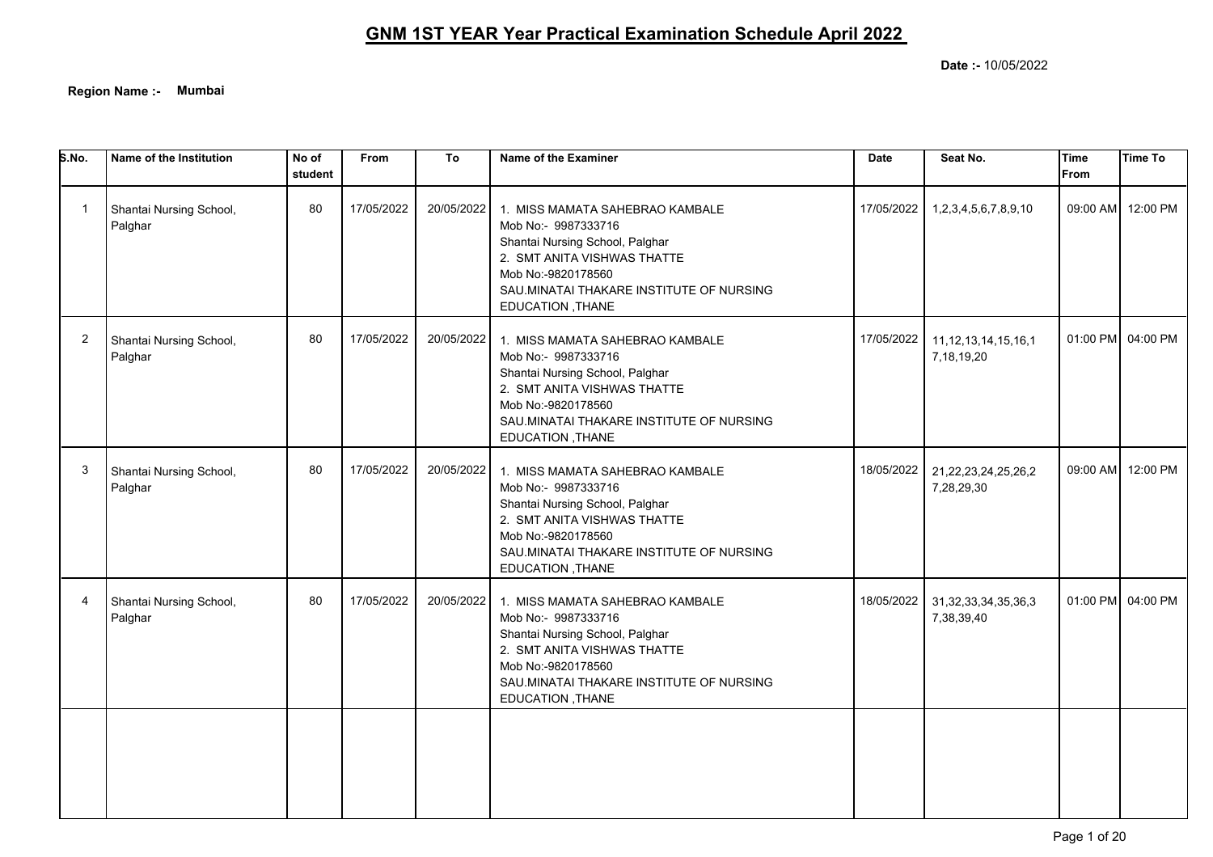# GNM 1ST YEAR Year Practical Examination Schedule April 2022

**Date :-** 10/05/2022

**Region Name :-** **Mumbai**

| S.No. | Name of the Institution | No of student | From | To | Name of the Examiner | Date | Seat No. | Time From | Time To |
|---|---|---|---|---|---|---|---|---|---|
| 1 | Shantai Nursing School, Palghar | 80 | 17/05/2022 | 20/05/2022 | 1. MISS MAMATA SAHEBRAO KAMBALE<br>Mob No:- 9987333716<br>Shantai Nursing School, Palghar<br>2. SMT ANITA VISHWAS THATTE<br>Mob No:-9820178560<br>SAU.MINATAI THAKARE INSTITUTE OF NURSING EDUCATION ,THANE | 17/05/2022 | 1,2,3,4,5,6,7,8,9,10 | 09:00 AM | 12:00 PM |
| 2 | Shantai Nursing School, Palghar | 80 | 17/05/2022 | 20/05/2022 | 1. MISS MAMATA SAHEBRAO KAMBALE<br>Mob No:- 9987333716<br>Shantai Nursing School, Palghar<br>2. SMT ANITA VISHWAS THATTE<br>Mob No:-9820178560<br>SAU.MINATAI THAKARE INSTITUTE OF NURSING EDUCATION ,THANE | 17/05/2022 | 11,12,13,14,15,16,17,18,19,20 | 01:00 PM | 04:00 PM |
| 3 | Shantai Nursing School, Palghar | 80 | 17/05/2022 | 20/05/2022 | 1. MISS MAMATA SAHEBRAO KAMBALE<br>Mob No:- 9987333716<br>Shantai Nursing School, Palghar<br>2. SMT ANITA VISHWAS THATTE<br>Mob No:-9820178560<br>SAU.MINATAI THAKARE INSTITUTE OF NURSING EDUCATION ,THANE | 18/05/2022 | 21,22,23,24,25,26,27,28,29,30 | 09:00 AM | 12:00 PM |
| 4 | Shantai Nursing School, Palghar | 80 | 17/05/2022 | 20/05/2022 | 1. MISS MAMATA SAHEBRAO KAMBALE<br>Mob No:- 9987333716<br>Shantai Nursing School, Palghar<br>2. SMT ANITA VISHWAS THATTE<br>Mob No:-9820178560<br>SAU.MINATAI THAKARE INSTITUTE OF NURSING EDUCATION ,THANE | 18/05/2022 | 31,32,33,34,35,36,37,38,39,40 | 01:00 PM | 04:00 PM |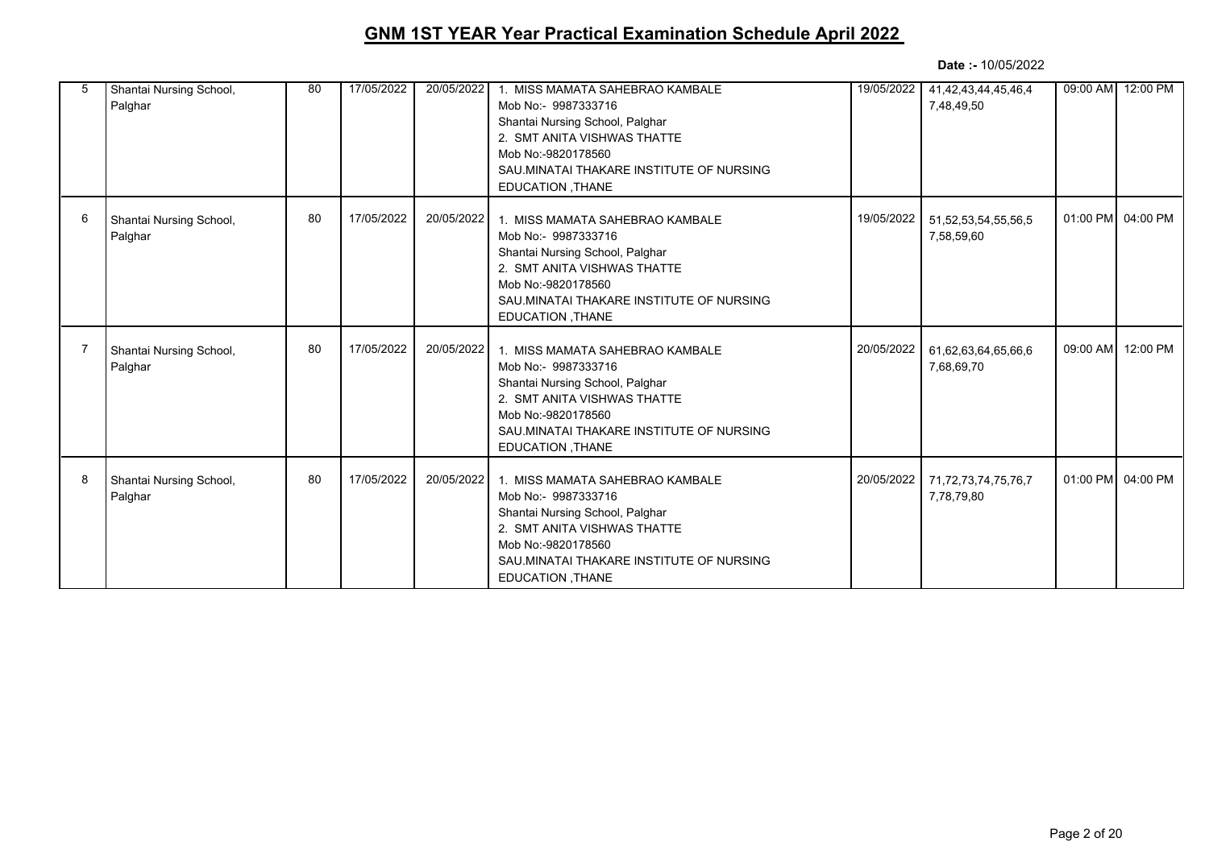# GNM 1ST YEAR Year Practical Examination Schedule April 2022

**Date :-** 10/05/2022

| | | | | | | | | | |
|---|---|---|---|---|---|---|---|---|---|
| 5 | Shantai Nursing School, Palghar | 80 | 17/05/2022 | 20/05/2022 | 1. MISS MAMATA SAHEBRAO KAMBALE<br>Mob No:- 9987333716<br>Shantai Nursing School, Palghar<br>2. SMT ANITA VISHWAS THATTE<br>Mob No:-9820178560<br>SAU.MINATAI THAKARE INSTITUTE OF NURSING EDUCATION ,THANE | 19/05/2022 | 41,42,43,44,45,46,47,48,49,50 | 09:00 AM | 12:00 PM |
| 6 | Shantai Nursing School, Palghar | 80 | 17/05/2022 | 20/05/2022 | 1. MISS MAMATA SAHEBRAO KAMBALE<br>Mob No:- 9987333716<br>Shantai Nursing School, Palghar<br>2. SMT ANITA VISHWAS THATTE<br>Mob No:-9820178560<br>SAU.MINATAI THAKARE INSTITUTE OF NURSING EDUCATION ,THANE | 19/05/2022 | 51,52,53,54,55,56,57,58,59,60 | 01:00 PM | 04:00 PM |
| 7 | Shantai Nursing School, Palghar | 80 | 17/05/2022 | 20/05/2022 | 1. MISS MAMATA SAHEBRAO KAMBALE<br>Mob No:- 9987333716<br>Shantai Nursing School, Palghar<br>2. SMT ANITA VISHWAS THATTE<br>Mob No:-9820178560<br>SAU.MINATAI THAKARE INSTITUTE OF NURSING EDUCATION ,THANE | 20/05/2022 | 61,62,63,64,65,66,67,68,69,70 | 09:00 AM | 12:00 PM |
| 8 | Shantai Nursing School, Palghar | 80 | 17/05/2022 | 20/05/2022 | 1. MISS MAMATA SAHEBRAO KAMBALE<br>Mob No:- 9987333716<br>Shantai Nursing School, Palghar<br>2. SMT ANITA VISHWAS THATTE<br>Mob No:-9820178560<br>SAU.MINATAI THAKARE INSTITUTE OF NURSING EDUCATION ,THANE | 20/05/2022 | 71,72,73,74,75,76,77,78,79,80 | 01:00 PM | 04:00 PM |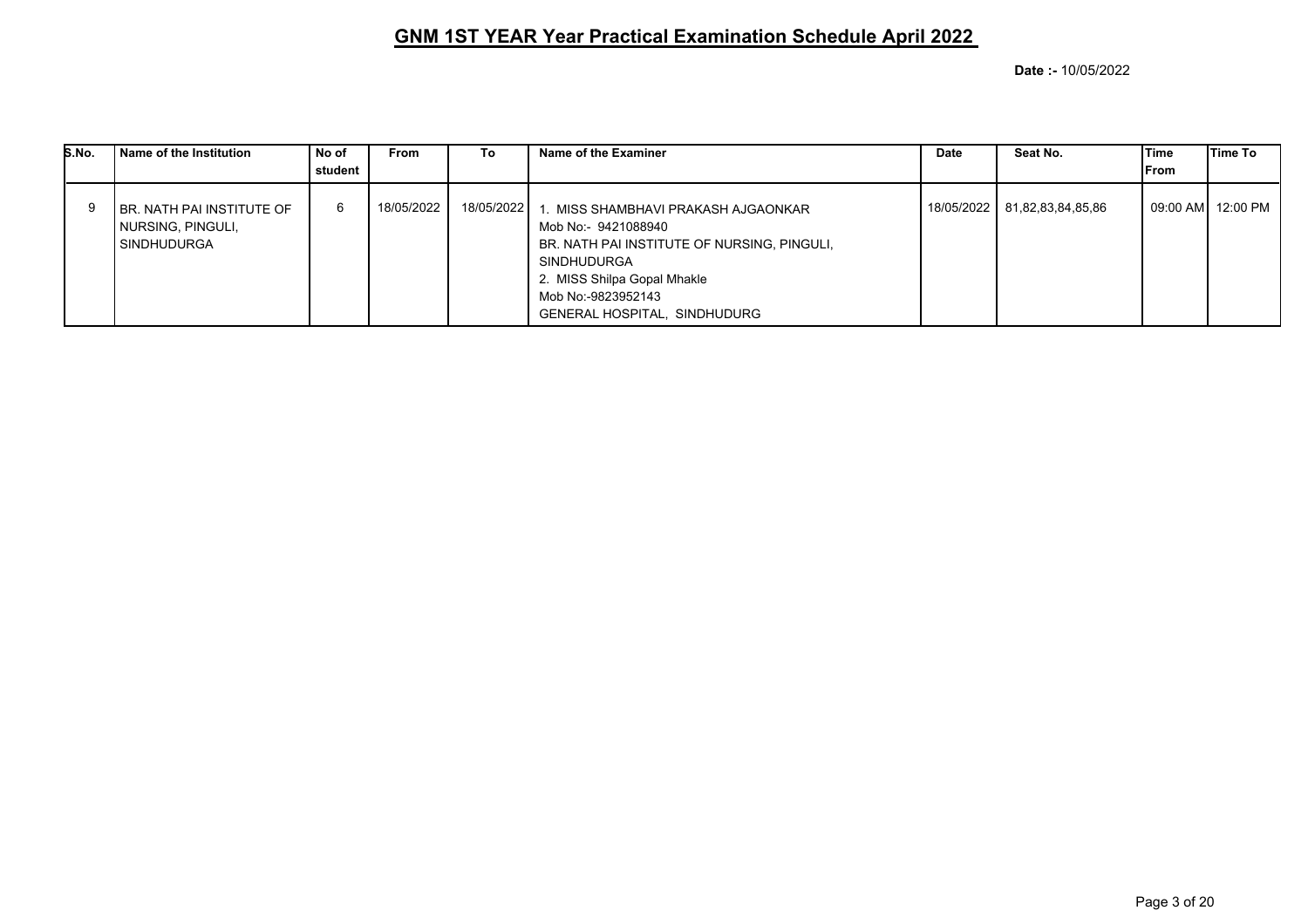# GNM 1ST YEAR Year Practical Examination Schedule April 2022

**Date :-** 10/05/2022

| S.No. | Name of the Institution | No of student | From | To | Name of the Examiner | Date | Seat No. | Time From | Time To |
|---|---|---|---|---|---|---|---|---|---|
| 9 | BR. NATH PAI INSTITUTE OF NURSING, PINGULI, SINDHUDURGA | 6 | 18/05/2022 | 18/05/2022 | 1. MISS SHAMBHAVI PRAKASH AJGAONKAR<br>Mob No:- 9421088940<br>BR. NATH PAI INSTITUTE OF NURSING, PINGULI, SINDHUDURGA<br>2. MISS Shilpa Gopal Mhakle<br>Mob No:-9823952143<br>GENERAL HOSPITAL, SINDHUDURG | 18/05/2022 | 81,82,83,84,85,86 | 09:00 AM | 12:00 PM |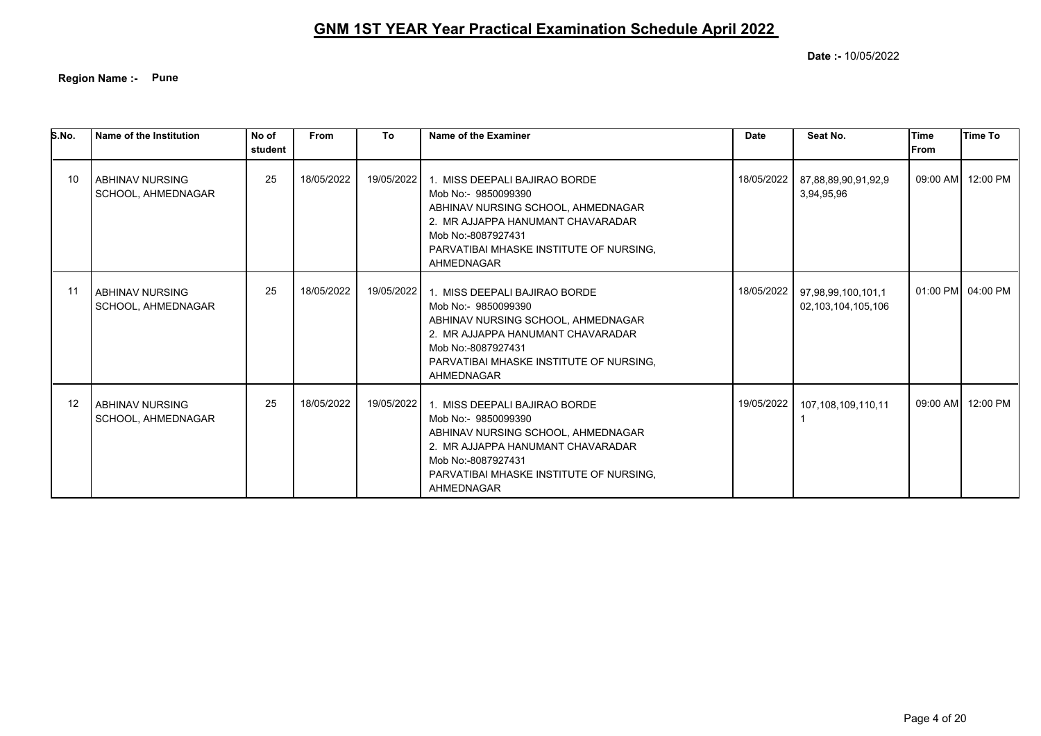# GNM 1ST YEAR Year Practical Examination Schedule April 2022

**Date :-** 10/05/2022

**Region Name :-** **Pune**

| S.No. | Name of the Institution | No of student | From | To | Name of the Examiner | Date | Seat No. | Time From | Time To |
|---|---|---|---|---|---|---|---|---|---|
| 10 | ABHINAV NURSING SCHOOL, AHMEDNAGAR | 25 | 18/05/2022 | 19/05/2022 | 1. MISS DEEPALI BAJIRAO BORDE<br>Mob No:- 9850099390<br>ABHINAV NURSING SCHOOL, AHMEDNAGAR<br>2. MR AJJAPPA HANUMANT CHAVARADAR<br>Mob No:-8087927431<br>PARVATIBAI MHASKE INSTITUTE OF NURSING, AHMEDNAGAR | 18/05/2022 | 87,88,89,90,91,92,93,94,95,96 | 09:00 AM | 12:00 PM |
| 11 | ABHINAV NURSING SCHOOL, AHMEDNAGAR | 25 | 18/05/2022 | 19/05/2022 | 1. MISS DEEPALI BAJIRAO BORDE<br>Mob No:- 9850099390<br>ABHINAV NURSING SCHOOL, AHMEDNAGAR<br>2. MR AJJAPPA HANUMANT CHAVARADAR<br>Mob No:-8087927431<br>PARVATIBAI MHASKE INSTITUTE OF NURSING, AHMEDNAGAR | 18/05/2022 | 97,98,99,100,101,102,103,104,105,106 | 01:00 PM | 04:00 PM |
| 12 | ABHINAV NURSING SCHOOL, AHMEDNAGAR | 25 | 18/05/2022 | 19/05/2022 | 1. MISS DEEPALI BAJIRAO BORDE<br>Mob No:- 9850099390<br>ABHINAV NURSING SCHOOL, AHMEDNAGAR<br>2. MR AJJAPPA HANUMANT CHAVARADAR<br>Mob No:-8087927431<br>PARVATIBAI MHASKE INSTITUTE OF NURSING, AHMEDNAGAR | 19/05/2022 | 107,108,109,110,111 | 09:00 AM | 12:00 PM |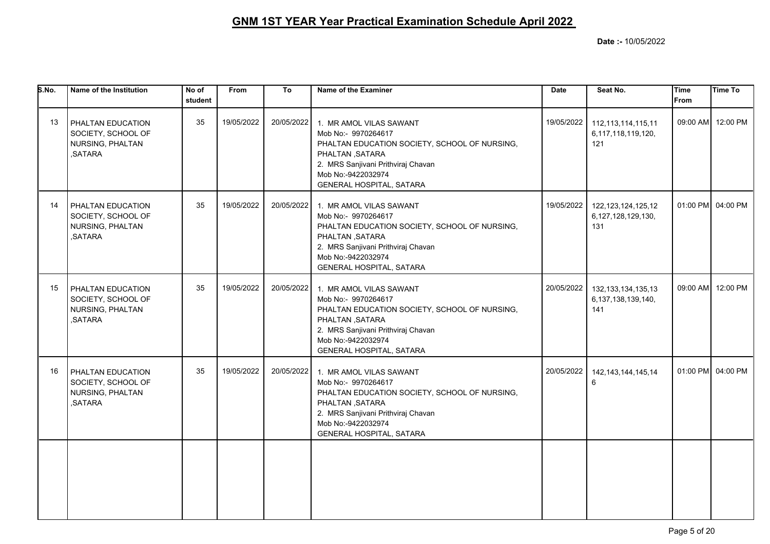# GNM 1ST YEAR Year Practical Examination Schedule April 2022

**Date :-** 10/05/2022

| S.No. | Name of the Institution | No of student | From | To | Name of the Examiner | Date | Seat No. | Time From | Time To |
|---|---|---|---|---|---|---|---|---|---|
| 13 | PHALTAN EDUCATION SOCIETY, SCHOOL OF NURSING, PHALTAN ,SATARA | 35 | 19/05/2022 | 20/05/2022 | 1. MR AMOL VILAS SAWANT<br>Mob No:- 9970264617<br>PHALTAN EDUCATION SOCIETY, SCHOOL OF NURSING, PHALTAN ,SATARA<br>2. MRS Sanjivani Prithviraj Chavan<br>Mob No:-9422032974<br>GENERAL HOSPITAL, SATARA | 19/05/2022 | 112,113,114,115,116,117,118,119,120,121 | 09:00 AM | 12:00 PM |
| 14 | PHALTAN EDUCATION SOCIETY, SCHOOL OF NURSING, PHALTAN ,SATARA | 35 | 19/05/2022 | 20/05/2022 | 1. MR AMOL VILAS SAWANT<br>Mob No:- 9970264617<br>PHALTAN EDUCATION SOCIETY, SCHOOL OF NURSING, PHALTAN ,SATARA<br>2. MRS Sanjivani Prithviraj Chavan<br>Mob No:-9422032974<br>GENERAL HOSPITAL, SATARA | 19/05/2022 | 122,123,124,125,126,127,128,129,130,131 | 01:00 PM | 04:00 PM |
| 15 | PHALTAN EDUCATION SOCIETY, SCHOOL OF NURSING, PHALTAN ,SATARA | 35 | 19/05/2022 | 20/05/2022 | 1. MR AMOL VILAS SAWANT<br>Mob No:- 9970264617<br>PHALTAN EDUCATION SOCIETY, SCHOOL OF NURSING, PHALTAN ,SATARA<br>2. MRS Sanjivani Prithviraj Chavan<br>Mob No:-9422032974<br>GENERAL HOSPITAL, SATARA | 20/05/2022 | 132,133,134,135,136,137,138,139,140,141 | 09:00 AM | 12:00 PM |
| 16 | PHALTAN EDUCATION SOCIETY, SCHOOL OF NURSING, PHALTAN ,SATARA | 35 | 19/05/2022 | 20/05/2022 | 1. MR AMOL VILAS SAWANT<br>Mob No:- 9970264617<br>PHALTAN EDUCATION SOCIETY, SCHOOL OF NURSING, PHALTAN ,SATARA<br>2. MRS Sanjivani Prithviraj Chavan<br>Mob No:-9422032974<br>GENERAL HOSPITAL, SATARA | 20/05/2022 | 142,143,144,145,146 | 01:00 PM | 04:00 PM |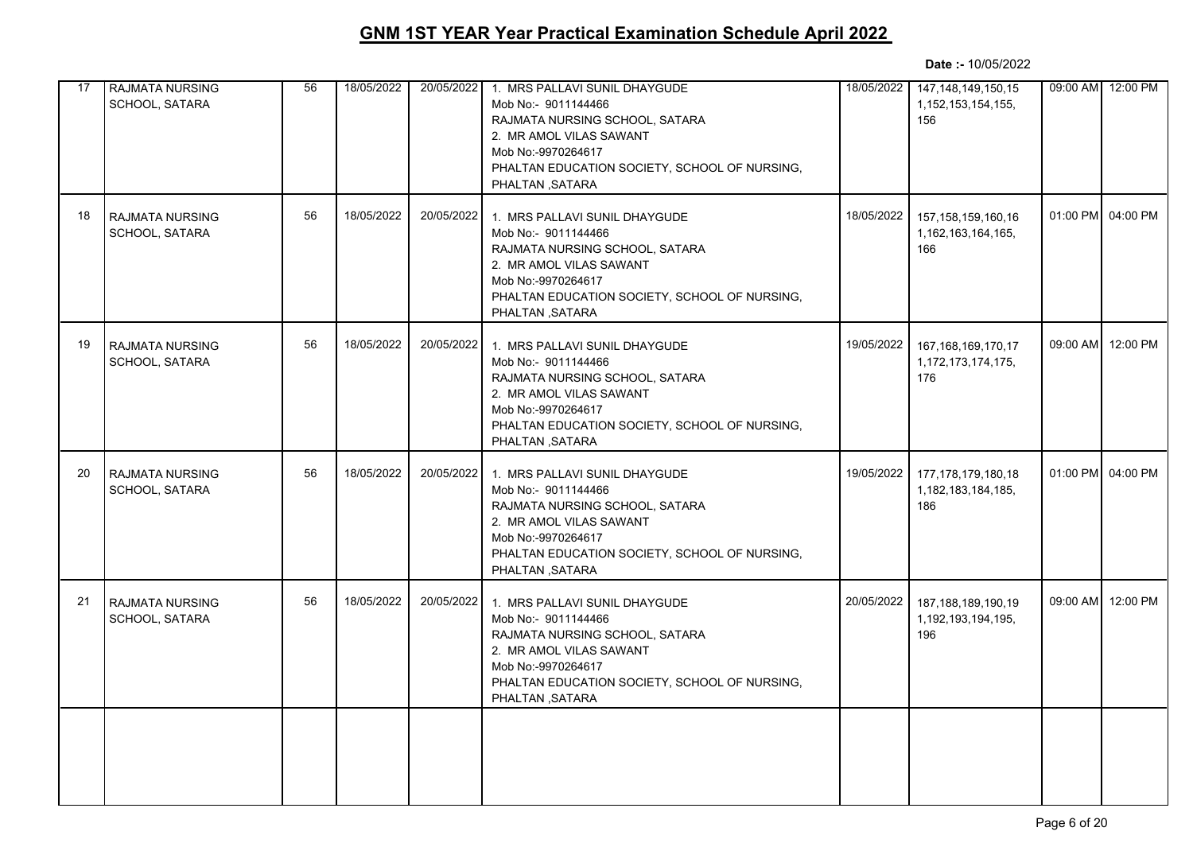# GNM 1ST YEAR Year Practical Examination Schedule April 2022

**Date :-** 10/05/2022

| | | | | | | | | | |
|---|---|---|---|---|---|---|---|---|---|
| 17 | RAJMATA NURSING SCHOOL, SATARA | 56 | 18/05/2022 | 20/05/2022 | 1. MRS PALLAVI SUNIL DHAYGUDE Mob No:- 9011144466 RAJMATA NURSING SCHOOL, SATARA 2. MR AMOL VILAS SAWANT Mob No:-9970264617 PHALTAN EDUCATION SOCIETY, SCHOOL OF NURSING, PHALTAN ,SATARA | 18/05/2022 | 147,148,149,150,151,152,153,154,155,156 | 09:00 AM | 12:00 PM |
| 18 | RAJMATA NURSING SCHOOL, SATARA | 56 | 18/05/2022 | 20/05/2022 | 1. MRS PALLAVI SUNIL DHAYGUDE Mob No:- 9011144466 RAJMATA NURSING SCHOOL, SATARA 2. MR AMOL VILAS SAWANT Mob No:-9970264617 PHALTAN EDUCATION SOCIETY, SCHOOL OF NURSING, PHALTAN ,SATARA | 18/05/2022 | 157,158,159,160,161,162,163,164,165,166 | 01:00 PM | 04:00 PM |
| 19 | RAJMATA NURSING SCHOOL, SATARA | 56 | 18/05/2022 | 20/05/2022 | 1. MRS PALLAVI SUNIL DHAYGUDE Mob No:- 9011144466 RAJMATA NURSING SCHOOL, SATARA 2. MR AMOL VILAS SAWANT Mob No:-9970264617 PHALTAN EDUCATION SOCIETY, SCHOOL OF NURSING, PHALTAN ,SATARA | 19/05/2022 | 167,168,169,170,171,172,173,174,175,176 | 09:00 AM | 12:00 PM |
| 20 | RAJMATA NURSING SCHOOL, SATARA | 56 | 18/05/2022 | 20/05/2022 | 1. MRS PALLAVI SUNIL DHAYGUDE Mob No:- 9011144466 RAJMATA NURSING SCHOOL, SATARA 2. MR AMOL VILAS SAWANT Mob No:-9970264617 PHALTAN EDUCATION SOCIETY, SCHOOL OF NURSING, PHALTAN ,SATARA | 19/05/2022 | 177,178,179,180,181,182,183,184,185,186 | 01:00 PM | 04:00 PM |
| 21 | RAJMATA NURSING SCHOOL, SATARA | 56 | 18/05/2022 | 20/05/2022 | 1. MRS PALLAVI SUNIL DHAYGUDE Mob No:- 9011144466 RAJMATA NURSING SCHOOL, SATARA 2. MR AMOL VILAS SAWANT Mob No:-9970264617 PHALTAN EDUCATION SOCIETY, SCHOOL OF NURSING, PHALTAN ,SATARA | 20/05/2022 | 187,188,189,190,191,192,193,194,195,196 | 09:00 AM | 12:00 PM |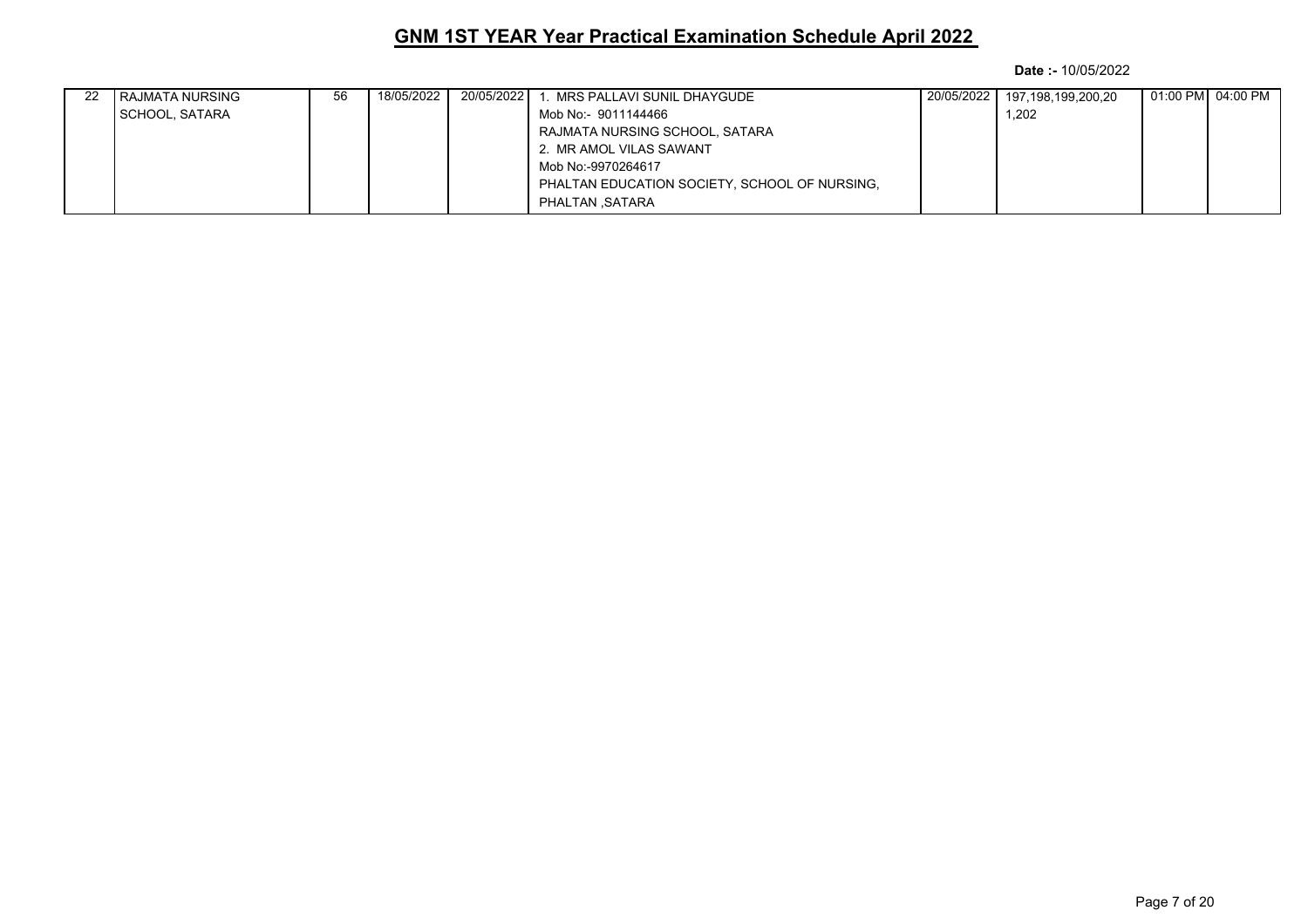## GNM 1ST YEAR Year Practical Examination Schedule April 2022

**Date :-** 10/05/2022

| | | | | | | | | | |
|---|---|---|---|---|---|---|---|---|---|
| 22 | RAJMATA NURSING SCHOOL, SATARA | 56 | 18/05/2022 | 20/05/2022 | 1. MRS PALLAVI SUNIL DHAYGUDE<br>Mob No:- 9011144466<br>RAJMATA NURSING SCHOOL, SATARA<br>2. MR AMOL VILAS SAWANT<br>Mob No:-9970264617<br>PHALTAN EDUCATION SOCIETY, SCHOOL OF NURSING, PHALTAN ,SATARA | 20/05/2022 | 197,198,199,200,201,202 | 01:00 PM | 04:00 PM |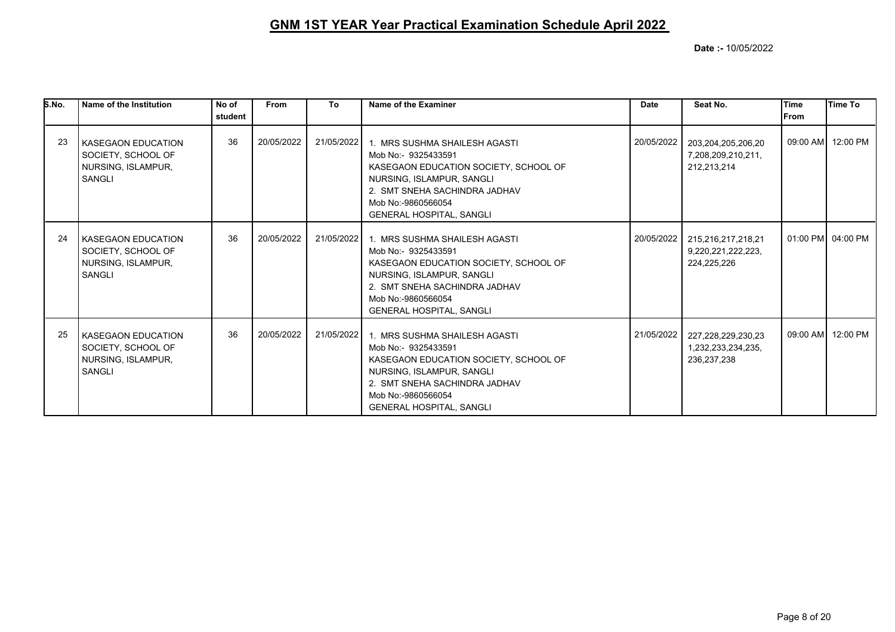## GNM 1ST YEAR Year Practical Examination Schedule April 2022

**Date :-** 10/05/2022

| S.No. | Name of the Institution | No of student | From | To | Name of the Examiner | Date | Seat No. | Time From | Time To |
|---|---|---|---|---|---|---|---|---|---|
| 23 | KASEGAON EDUCATION SOCIETY, SCHOOL OF NURSING, ISLAMPUR, SANGLI | 36 | 20/05/2022 | 21/05/2022 | 1. MRS SUSHMA SHAILESH AGASTI Mob No:- 9325433591 KASEGAON EDUCATION SOCIETY, SCHOOL OF NURSING, ISLAMPUR, SANGLI 2. SMT SNEHA SACHINDRA JADHAV Mob No:-9860566054 GENERAL HOSPITAL, SANGLI | 20/05/2022 | 203,204,205,206,207,208,209,210,211,212,213,214 | 09:00 AM | 12:00 PM |
| 24 | KASEGAON EDUCATION SOCIETY, SCHOOL OF NURSING, ISLAMPUR, SANGLI | 36 | 20/05/2022 | 21/05/2022 | 1. MRS SUSHMA SHAILESH AGASTI Mob No:- 9325433591 KASEGAON EDUCATION SOCIETY, SCHOOL OF NURSING, ISLAMPUR, SANGLI 2. SMT SNEHA SACHINDRA JADHAV Mob No:-9860566054 GENERAL HOSPITAL, SANGLI | 20/05/2022 | 215,216,217,218,219,220,221,222,223,224,225,226 | 01:00 PM | 04:00 PM |
| 25 | KASEGAON EDUCATION SOCIETY, SCHOOL OF NURSING, ISLAMPUR, SANGLI | 36 | 20/05/2022 | 21/05/2022 | 1. MRS SUSHMA SHAILESH AGASTI Mob No:- 9325433591 KASEGAON EDUCATION SOCIETY, SCHOOL OF NURSING, ISLAMPUR, SANGLI 2. SMT SNEHA SACHINDRA JADHAV Mob No:-9860566054 GENERAL HOSPITAL, SANGLI | 21/05/2022 | 227,228,229,230,231,232,233,234,235,236,237,238 | 09:00 AM | 12:00 PM |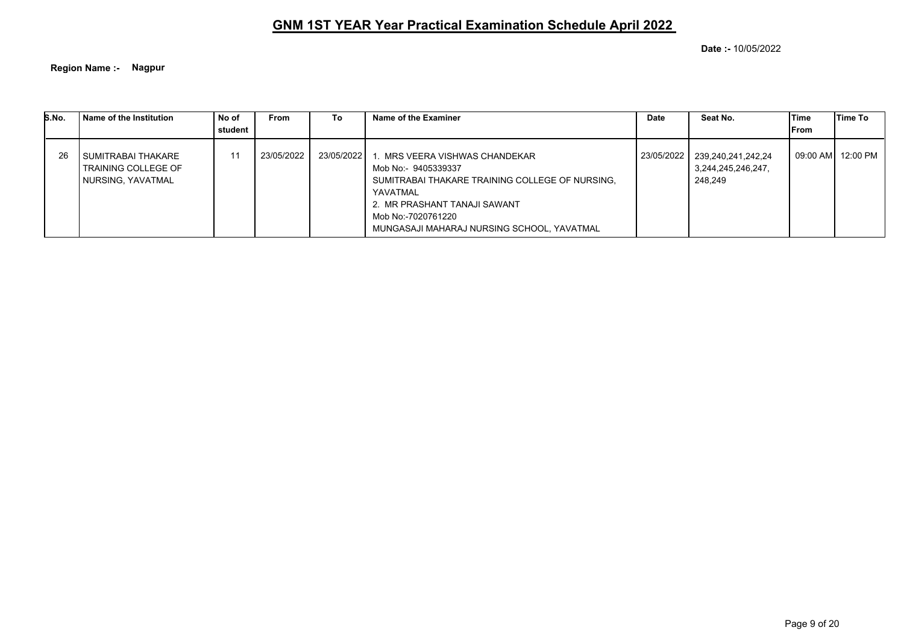# GNM 1ST YEAR Year Practical Examination Schedule April 2022

**Date :-** 10/05/2022

**Region Name :- Nagpur**

| S.No. | Name of the Institution | No of student | From | To | Name of the Examiner | Date | Seat No. | Time From | Time To |
|---|---|---|---|---|---|---|---|---|---|
| 26 | SUMITRABAI THAKARE TRAINING COLLEGE OF NURSING, YAVATMAL | 11 | 23/05/2022 | 23/05/2022 | 1. MRS VEERA VISHWAS CHANDEKAR<br>Mob No:- 9405339337<br>SUMITRABAI THAKARE TRAINING COLLEGE OF NURSING, YAVATMAL<br>2. MR PRASHANT TANAJI SAWANT<br>Mob No:-7020761220<br>MUNGASAJI MAHARAJ NURSING SCHOOL, YAVATMAL | 23/05/2022 | 239,240,241,242,243,244,245,246,247,248,249 | 09:00 AM | 12:00 PM |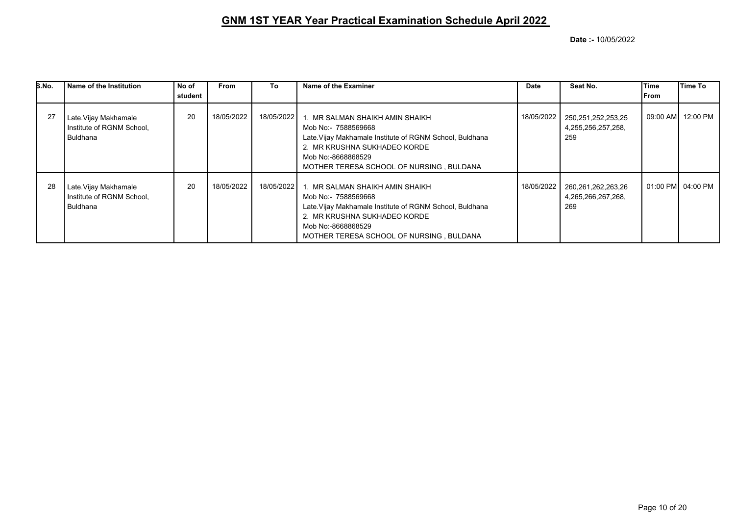## GNM 1ST YEAR Year Practical Examination Schedule April 2022

**Date :-** 10/05/2022

| S.No. | Name of the Institution | No of student | From | To | Name of the Examiner | Date | Seat No. | Time From | Time To |
|---|---|---|---|---|---|---|---|---|---|
| 27 | Late.Vijay Makhamale Institute of RGNM School, Buldhana | 20 | 18/05/2022 | 18/05/2022 | 1. MR SALMAN SHAIKH AMIN SHAIKH<br>Mob No:- 7588569668<br>Late.Vijay Makhamale Institute of RGNM School, Buldhana<br>2. MR KRUSHNA SUKHADEO KORDE<br>Mob No:-8668868529<br>MOTHER TERESA SCHOOL OF NURSING , BULDANA | 18/05/2022 | 250,251,252,253,254,255,256,257,258,259 | 09:00 AM | 12:00 PM |
| 28 | Late.Vijay Makhamale Institute of RGNM School, Buldhana | 20 | 18/05/2022 | 18/05/2022 | 1. MR SALMAN SHAIKH AMIN SHAIKH<br>Mob No:- 7588569668<br>Late.Vijay Makhamale Institute of RGNM School, Buldhana<br>2. MR KRUSHNA SUKHADEO KORDE<br>Mob No:-8668868529<br>MOTHER TERESA SCHOOL OF NURSING , BULDANA | 18/05/2022 | 260,261,262,263,264,265,266,267,268,269 | 01:00 PM | 04:00 PM |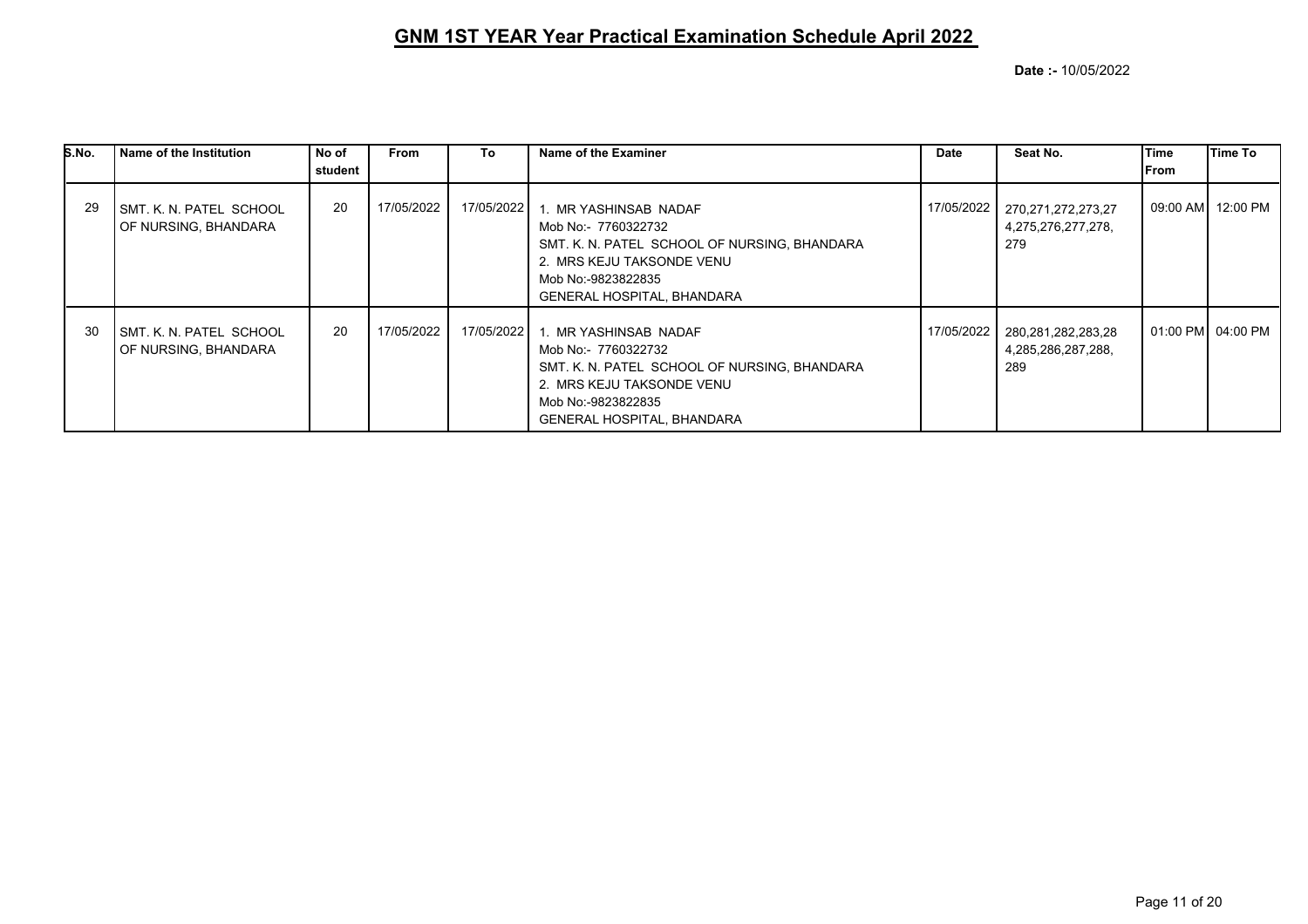# GNM 1ST YEAR Year Practical Examination Schedule April 2022

**Date :-** 10/05/2022

| S.No. | Name of the Institution | No of student | From | To | Name of the Examiner | Date | Seat No. | Time From | Time To |
|---|---|---|---|---|---|---|---|---|---|
| 29 | SMT. K. N. PATEL SCHOOL OF NURSING, BHANDARA | 20 | 17/05/2022 | 17/05/2022 | 1. MR YASHINSAB NADAF<br>Mob No:- 7760322732<br>SMT. K. N. PATEL SCHOOL OF NURSING, BHANDARA<br>2. MRS KEJU TAKSONDE VENU<br>Mob No:-9823822835<br>GENERAL HOSPITAL, BHANDARA | 17/05/2022 | 270,271,272,273,274,275,276,277,278,279 | 09:00 AM | 12:00 PM |
| 30 | SMT. K. N. PATEL SCHOOL OF NURSING, BHANDARA | 20 | 17/05/2022 | 17/05/2022 | 1. MR YASHINSAB NADAF<br>Mob No:- 7760322732<br>SMT. K. N. PATEL SCHOOL OF NURSING, BHANDARA<br>2. MRS KEJU TAKSONDE VENU<br>Mob No:-9823822835<br>GENERAL HOSPITAL, BHANDARA | 17/05/2022 | 280,281,282,283,284,285,286,287,288,289 | 01:00 PM | 04:00 PM |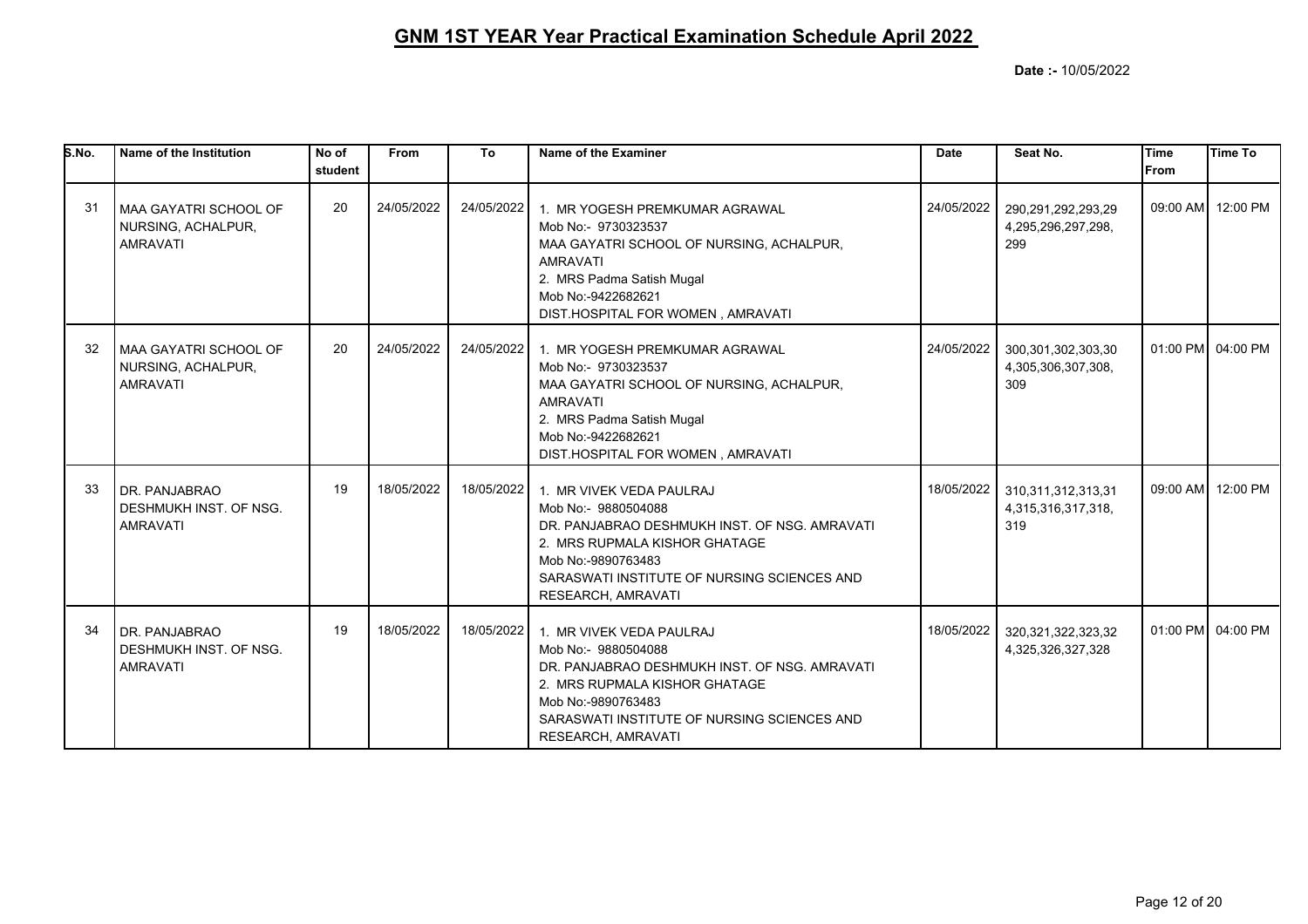## GNM 1ST YEAR Year Practical Examination Schedule April 2022

**Date :-** 10/05/2022

| S.No. | Name of the Institution | No of student | From | To | Name of the Examiner | Date | Seat No. | Time From | Time To |
|---|---|---|---|---|---|---|---|---|---|
| 31 | MAA GAYATRI SCHOOL OF NURSING, ACHALPUR, AMRAVATI | 20 | 24/05/2022 | 24/05/2022 | 1. MR YOGESH PREMKUMAR AGRAWAL<br>Mob No:- 9730323537<br>MAA GAYATRI SCHOOL OF NURSING, ACHALPUR, AMRAVATI<br>2. MRS Padma Satish Mugal<br>Mob No:-9422682621<br>DIST.HOSPITAL FOR WOMEN , AMRAVATI | 24/05/2022 | 290,291,292,293,294,295,296,297,298,299 | 09:00 AM | 12:00 PM |
| 32 | MAA GAYATRI SCHOOL OF NURSING, ACHALPUR, AMRAVATI | 20 | 24/05/2022 | 24/05/2022 | 1. MR YOGESH PREMKUMAR AGRAWAL<br>Mob No:- 9730323537<br>MAA GAYATRI SCHOOL OF NURSING, ACHALPUR, AMRAVATI<br>2. MRS Padma Satish Mugal<br>Mob No:-9422682621<br>DIST.HOSPITAL FOR WOMEN , AMRAVATI | 24/05/2022 | 300,301,302,303,304,305,306,307,308,309 | 01:00 PM | 04:00 PM |
| 33 | DR. PANJABRAO DESHMUKH INST. OF NSG. AMRAVATI | 19 | 18/05/2022 | 18/05/2022 | 1. MR VIVEK VEDA PAULRAJ<br>Mob No:- 9880504088<br>DR. PANJABRAO DESHMUKH INST. OF NSG. AMRAVATI<br>2. MRS RUPMALA KISHOR GHATAGE<br>Mob No:-9890763483<br>SARASWATI INSTITUTE OF NURSING SCIENCES AND RESEARCH, AMRAVATI | 18/05/2022 | 310,311,312,313,314,315,316,317,318,319 | 09:00 AM | 12:00 PM |
| 34 | DR. PANJABRAO DESHMUKH INST. OF NSG. AMRAVATI | 19 | 18/05/2022 | 18/05/2022 | 1. MR VIVEK VEDA PAULRAJ<br>Mob No:- 9880504088<br>DR. PANJABRAO DESHMUKH INST. OF NSG. AMRAVATI<br>2. MRS RUPMALA KISHOR GHATAGE<br>Mob No:-9890763483<br>SARASWATI INSTITUTE OF NURSING SCIENCES AND RESEARCH, AMRAVATI | 18/05/2022 | 320,321,322,323,324,325,326,327,328 | 01:00 PM | 04:00 PM |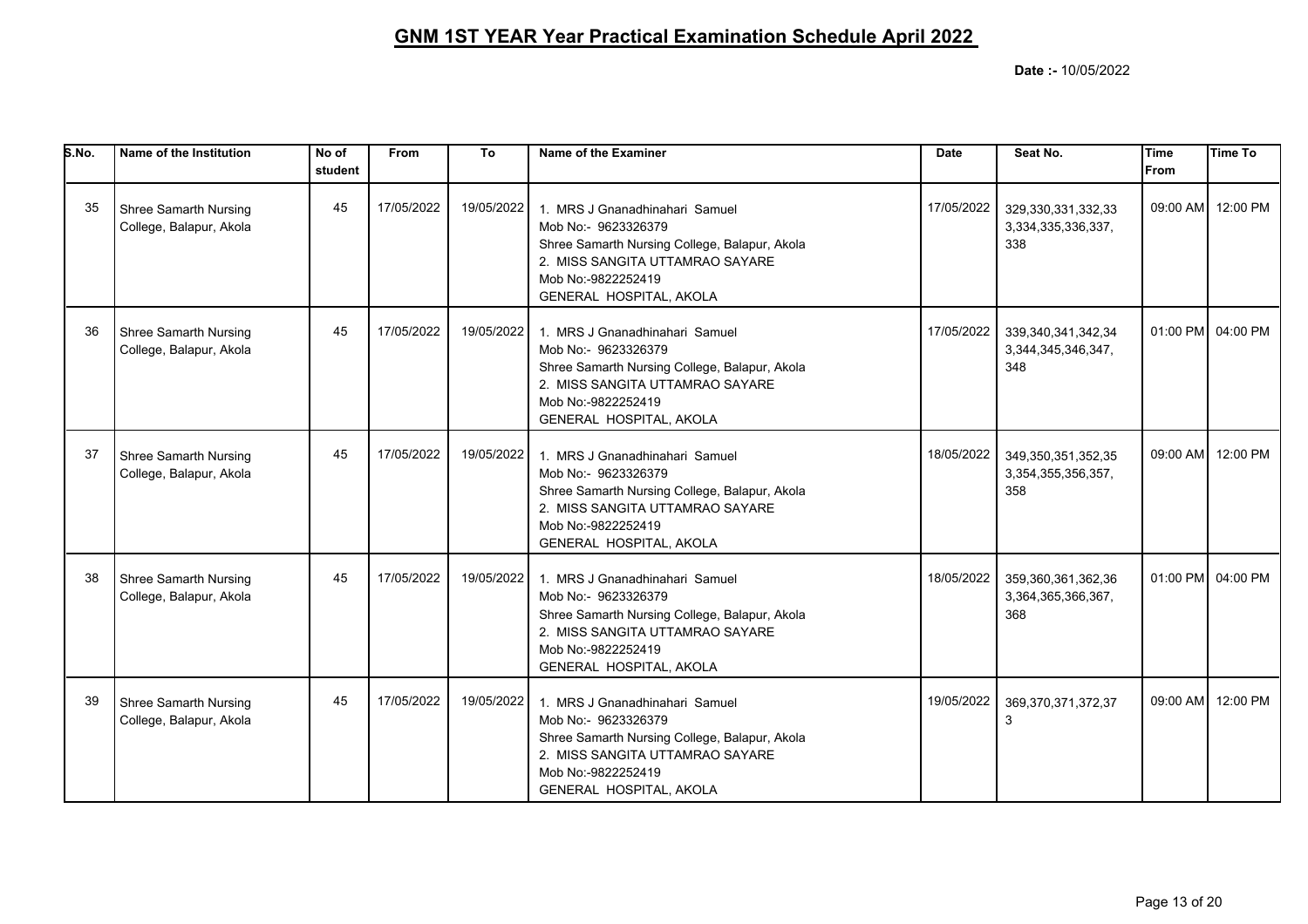# GNM 1ST YEAR Year Practical Examination Schedule April 2022

**Date :-** 10/05/2022

| S.No. | Name of the Institution | No of student | From | To | Name of the Examiner | Date | Seat No. | Time From | Time To |
|---|---|---|---|---|---|---|---|---|---|
| 35 | Shree Samarth Nursing College, Balapur, Akola | 45 | 17/05/2022 | 19/05/2022 | 1. MRS J Gnanadhinahari Samuel<br>Mob No:- 9623326379<br>Shree Samarth Nursing College, Balapur, Akola<br>2. MISS SANGITA UTTAMRAO SAYARE<br>Mob No:-9822252419<br>GENERAL HOSPITAL, AKOLA | 17/05/2022 | 329,330,331,332,333,334,335,336,337,338 | 09:00 AM | 12:00 PM |
| 36 | Shree Samarth Nursing College, Balapur, Akola | 45 | 17/05/2022 | 19/05/2022 | 1. MRS J Gnanadhinahari Samuel<br>Mob No:- 9623326379<br>Shree Samarth Nursing College, Balapur, Akola<br>2. MISS SANGITA UTTAMRAO SAYARE<br>Mob No:-9822252419<br>GENERAL HOSPITAL, AKOLA | 17/05/2022 | 339,340,341,342,343,344,345,346,347,348 | 01:00 PM | 04:00 PM |
| 37 | Shree Samarth Nursing College, Balapur, Akola | 45 | 17/05/2022 | 19/05/2022 | 1. MRS J Gnanadhinahari Samuel<br>Mob No:- 9623326379<br>Shree Samarth Nursing College, Balapur, Akola<br>2. MISS SANGITA UTTAMRAO SAYARE<br>Mob No:-9822252419<br>GENERAL HOSPITAL, AKOLA | 18/05/2022 | 349,350,351,352,353,354,355,356,357,358 | 09:00 AM | 12:00 PM |
| 38 | Shree Samarth Nursing College, Balapur, Akola | 45 | 17/05/2022 | 19/05/2022 | 1. MRS J Gnanadhinahari Samuel<br>Mob No:- 9623326379<br>Shree Samarth Nursing College, Balapur, Akola<br>2. MISS SANGITA UTTAMRAO SAYARE<br>Mob No:-9822252419<br>GENERAL HOSPITAL, AKOLA | 18/05/2022 | 359,360,361,362,363,364,365,366,367,368 | 01:00 PM | 04:00 PM |
| 39 | Shree Samarth Nursing College, Balapur, Akola | 45 | 17/05/2022 | 19/05/2022 | 1. MRS J Gnanadhinahari Samuel<br>Mob No:- 9623326379<br>Shree Samarth Nursing College, Balapur, Akola<br>2. MISS SANGITA UTTAMRAO SAYARE<br>Mob No:-9822252419<br>GENERAL HOSPITAL, AKOLA | 19/05/2022 | 369,370,371,372,373 | 09:00 AM | 12:00 PM |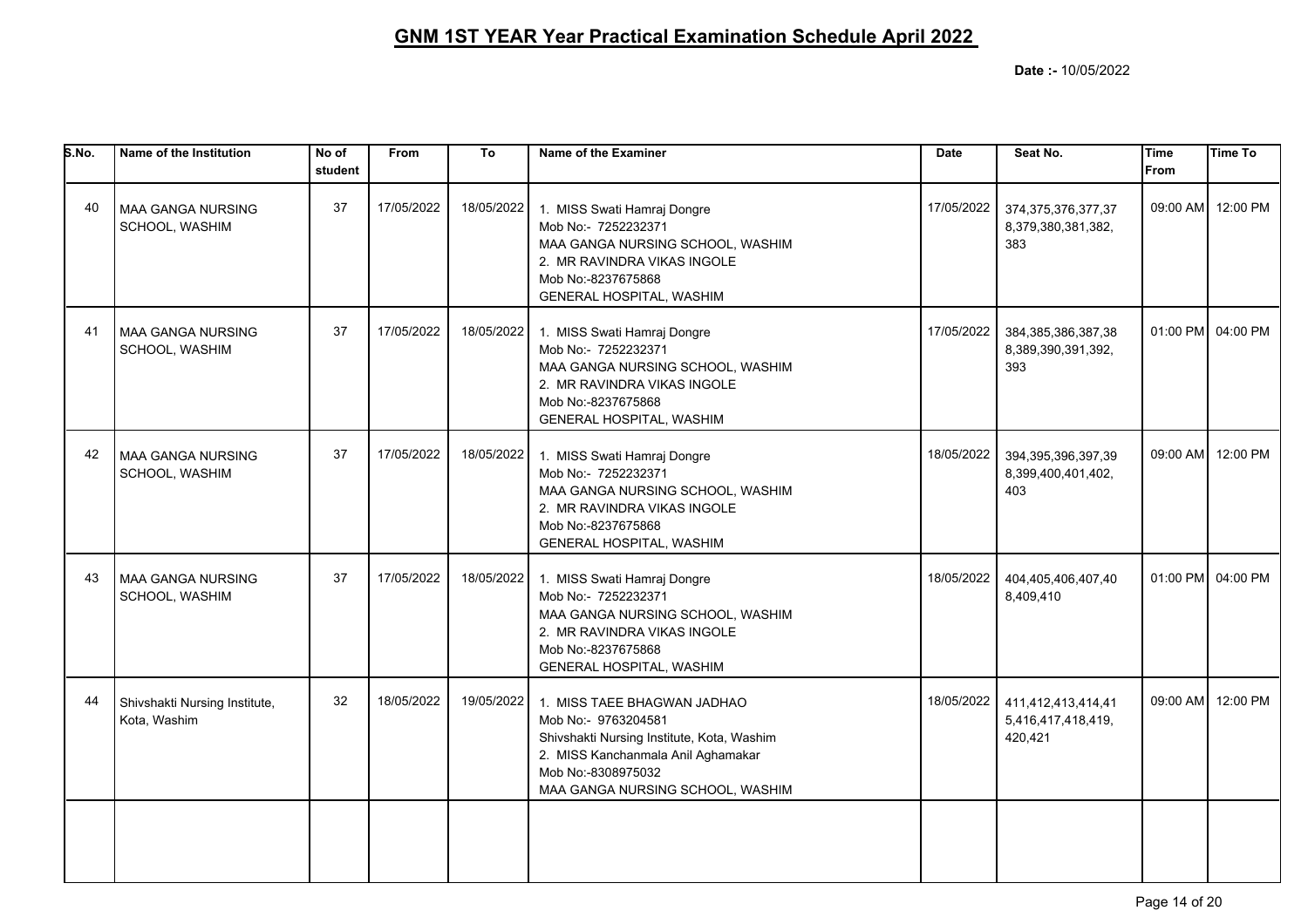# GNM 1ST YEAR Year Practical Examination Schedule April 2022

**Date :-** 10/05/2022

| S.No. | Name of the Institution | No of student | From | To | Name of the Examiner | Date | Seat No. | Time From | Time To |
|---|---|---|---|---|---|---|---|---|---|
| 40 | MAA GANGA NURSING SCHOOL, WASHIM | 37 | 17/05/2022 | 18/05/2022 | 1. MISS Swati Hamraj Dongre<br>Mob No:- 7252232371<br>MAA GANGA NURSING SCHOOL, WASHIM<br>2. MR RAVINDRA VIKAS INGOLE<br>Mob No:-8237675868<br>GENERAL HOSPITAL, WASHIM | 17/05/2022 | 374,375,376,377,378,379,380,381,382,383 | 09:00 AM | 12:00 PM |
| 41 | MAA GANGA NURSING SCHOOL, WASHIM | 37 | 17/05/2022 | 18/05/2022 | 1. MISS Swati Hamraj Dongre<br>Mob No:- 7252232371<br>MAA GANGA NURSING SCHOOL, WASHIM<br>2. MR RAVINDRA VIKAS INGOLE<br>Mob No:-8237675868<br>GENERAL HOSPITAL, WASHIM | 17/05/2022 | 384,385,386,387,388,389,390,391,392,393 | 01:00 PM | 04:00 PM |
| 42 | MAA GANGA NURSING SCHOOL, WASHIM | 37 | 17/05/2022 | 18/05/2022 | 1. MISS Swati Hamraj Dongre<br>Mob No:- 7252232371<br>MAA GANGA NURSING SCHOOL, WASHIM<br>2. MR RAVINDRA VIKAS INGOLE<br>Mob No:-8237675868<br>GENERAL HOSPITAL, WASHIM | 18/05/2022 | 394,395,396,397,398,399,400,401,402,403 | 09:00 AM | 12:00 PM |
| 43 | MAA GANGA NURSING SCHOOL, WASHIM | 37 | 17/05/2022 | 18/05/2022 | 1. MISS Swati Hamraj Dongre<br>Mob No:- 7252232371<br>MAA GANGA NURSING SCHOOL, WASHIM<br>2. MR RAVINDRA VIKAS INGOLE<br>Mob No:-8237675868<br>GENERAL HOSPITAL, WASHIM | 18/05/2022 | 404,405,406,407,408,409,410 | 01:00 PM | 04:00 PM |
| 44 | Shivshakti Nursing Institute, Kota, Washim | 32 | 18/05/2022 | 19/05/2022 | 1. MISS TAEE BHAGWAN JADHAO<br>Mob No:- 9763204581<br>Shivshakti Nursing Institute, Kota, Washim<br>2. MISS Kanchanmala Anil Aghamakar<br>Mob No:-8308975032<br>MAA GANGA NURSING SCHOOL, WASHIM | 18/05/2022 | 411,412,413,414,415,416,417,418,419,420,421 | 09:00 AM | 12:00 PM |
| | | | | | | | | | |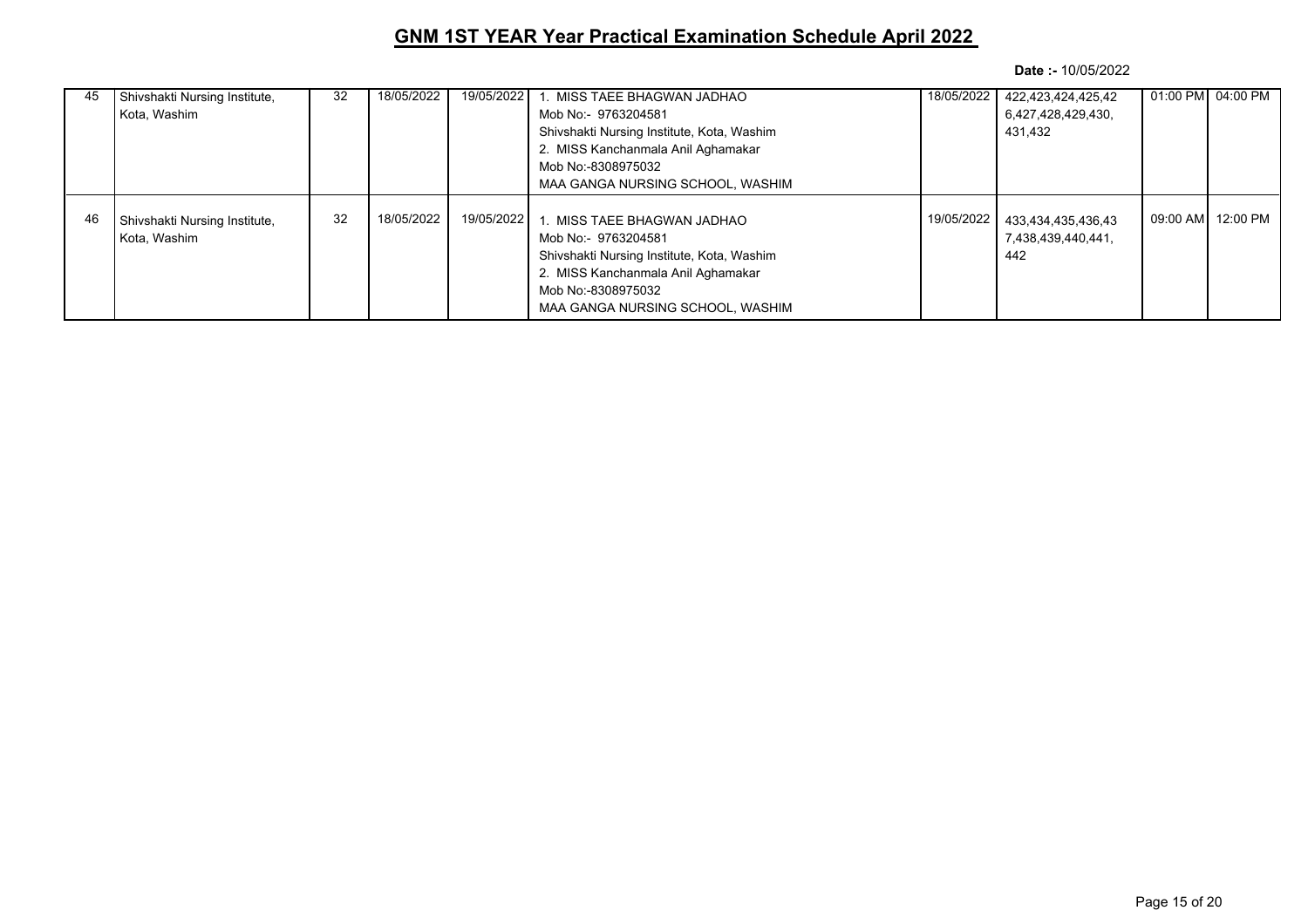# GNM 1ST YEAR Year Practical Examination Schedule April 2022

**Date :-** 10/05/2022

| | | | | | | | | | |
|---|---|---|---|---|---|---|---|---|---|
| 45 | Shivshakti Nursing Institute, Kota, Washim | 32 | 18/05/2022 | 19/05/2022 | 1. MISS TAEE BHAGWAN JADHAO<br>Mob No:- 9763204581<br>Shivshakti Nursing Institute, Kota, Washim<br>2. MISS Kanchanmala Anil Aghamakar<br>Mob No:-8308975032<br>MAA GANGA NURSING SCHOOL, WASHIM | 18/05/2022 | 422,423,424,425,426,427,428,429,430,431,432 | 01:00 PM | 04:00 PM |
| 46 | Shivshakti Nursing Institute, Kota, Washim | 32 | 18/05/2022 | 19/05/2022 | 1. MISS TAEE BHAGWAN JADHAO<br>Mob No:- 9763204581<br>Shivshakti Nursing Institute, Kota, Washim<br>2. MISS Kanchanmala Anil Aghamakar<br>Mob No:-8308975032<br>MAA GANGA NURSING SCHOOL, WASHIM | 19/05/2022 | 433,434,435,436,437,438,439,440,441,442 | 09:00 AM | 12:00 PM |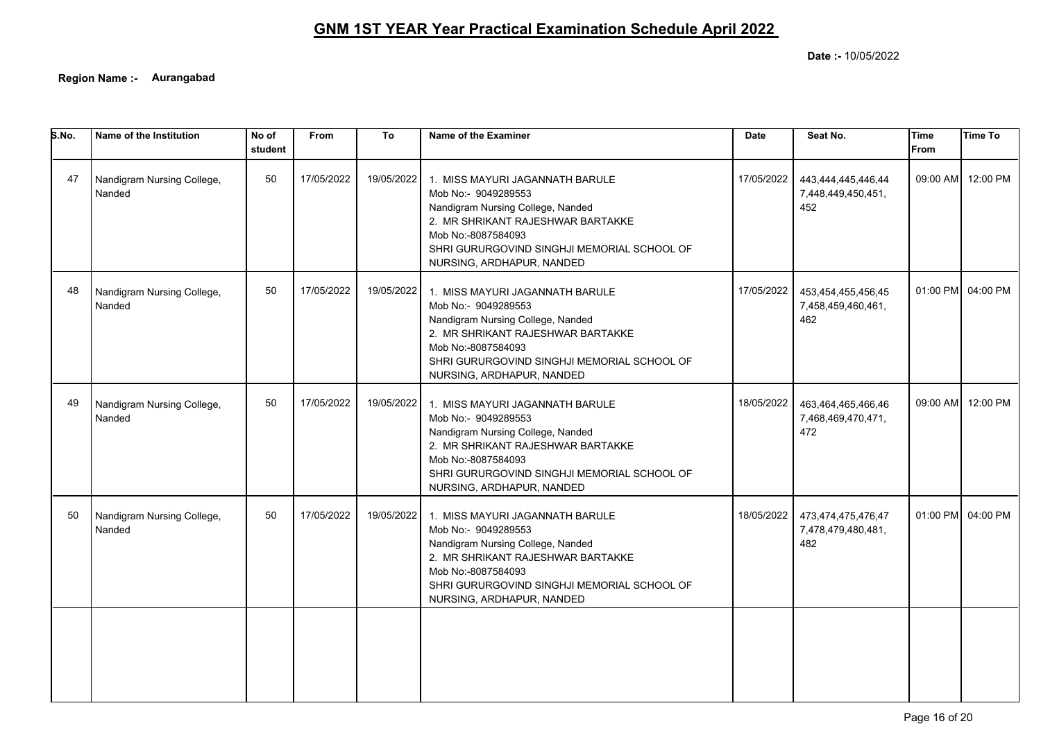# GNM 1ST YEAR Year Practical Examination Schedule April 2022

**Date :-** 10/05/2022

**Region Name :-** **Aurangabad**

| S.No. | Name of the Institution | No of student | From | To | Name of the Examiner | Date | Seat No. | Time From | Time To |
|---|---|---|---|---|---|---|---|---|---|
| 47 | Nandigram Nursing College, Nanded | 50 | 17/05/2022 | 19/05/2022 | 1. MISS MAYURI JAGANNATH BARULE<br>Mob No:- 9049289553<br>Nandigram Nursing College, Nanded<br>2. MR SHRIKANT RAJESHWAR BARTAKKE<br>Mob No:-8087584093<br>SHRI GURURGOVIND SINGHJI MEMORIAL SCHOOL OF NURSING, ARDHAPUR, NANDED | 17/05/2022 | 443,444,445,446,447,448,449,450,451,452 | 09:00 AM | 12:00 PM |
| 48 | Nandigram Nursing College, Nanded | 50 | 17/05/2022 | 19/05/2022 | 1. MISS MAYURI JAGANNATH BARULE<br>Mob No:- 9049289553<br>Nandigram Nursing College, Nanded<br>2. MR SHRIKANT RAJESHWAR BARTAKKE<br>Mob No:-8087584093<br>SHRI GURURGOVIND SINGHJI MEMORIAL SCHOOL OF NURSING, ARDHAPUR, NANDED | 17/05/2022 | 453,454,455,456,457,458,459,460,461,462 | 01:00 PM | 04:00 PM |
| 49 | Nandigram Nursing College, Nanded | 50 | 17/05/2022 | 19/05/2022 | 1. MISS MAYURI JAGANNATH BARULE<br>Mob No:- 9049289553<br>Nandigram Nursing College, Nanded<br>2. MR SHRIKANT RAJESHWAR BARTAKKE<br>Mob No:-8087584093<br>SHRI GURURGOVIND SINGHJI MEMORIAL SCHOOL OF NURSING, ARDHAPUR, NANDED | 18/05/2022 | 463,464,465,466,467,468,469,470,471,472 | 09:00 AM | 12:00 PM |
| 50 | Nandigram Nursing College, Nanded | 50 | 17/05/2022 | 19/05/2022 | 1. MISS MAYURI JAGANNATH BARULE<br>Mob No:- 9049289553<br>Nandigram Nursing College, Nanded<br>2. MR SHRIKANT RAJESHWAR BARTAKKE<br>Mob No:-8087584093<br>SHRI GURURGOVIND SINGHJI MEMORIAL SCHOOL OF NURSING, ARDHAPUR, NANDED | 18/05/2022 | 473,474,475,476,477,478,479,480,481,482 | 01:00 PM | 04:00 PM |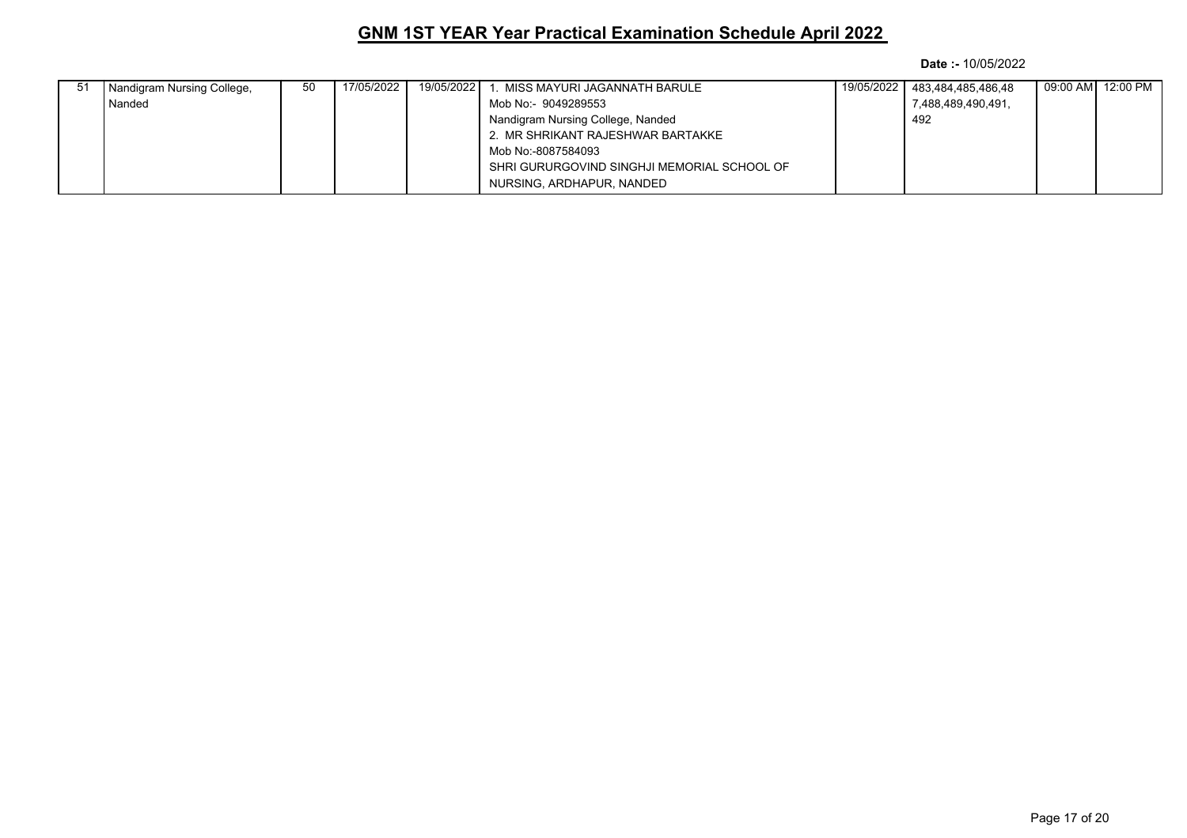## GNM 1ST YEAR Year Practical Examination Schedule April 2022

**Date :-** 10/05/2022

| | | | | | | | | | |
|---|---|---|---|---|---|---|---|---|---|
| 51 | Nandigram Nursing College, Nanded | 50 | 17/05/2022 | 19/05/2022 | 1. MISS MAYURI JAGANNATH BARULE<br>Mob No:- 9049289553<br>Nandigram Nursing College, Nanded<br>2. MR SHRIKANT RAJESHWAR BARTAKKE<br>Mob No:-8087584093<br>SHRI GURURGOVIND SINGHJI MEMORIAL SCHOOL OF NURSING, ARDHAPUR, NANDED | 19/05/2022 | 483,484,485,486,487,488,489,490,491,492 | 09:00 AM | 12:00 PM |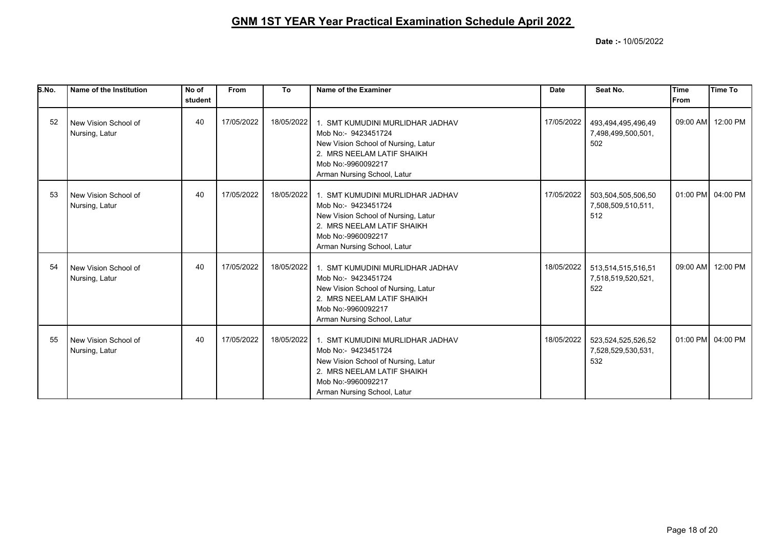# GNM 1ST YEAR Year Practical Examination Schedule April 2022

**Date :-** 10/05/2022

| S.No. | Name of the Institution | No of student | From | To | Name of the Examiner | Date | Seat No. | Time From | Time To |
|---|---|---|---|---|---|---|---|---|---|
| 52 | New Vision School of Nursing, Latur | 40 | 17/05/2022 | 18/05/2022 | 1. SMT KUMUDINI MURLIDHAR JADHAV<br>Mob No:- 9423451724<br>New Vision School of Nursing, Latur<br>2. MRS NEELAM LATIF SHAIKH<br>Mob No:-9960092217<br>Arman Nursing School, Latur | 17/05/2022 | 493,494,495,496,497,498,499,500,501,502 | 09:00 AM | 12:00 PM |
| 53 | New Vision School of Nursing, Latur | 40 | 17/05/2022 | 18/05/2022 | 1. SMT KUMUDINI MURLIDHAR JADHAV<br>Mob No:- 9423451724<br>New Vision School of Nursing, Latur<br>2. MRS NEELAM LATIF SHAIKH<br>Mob No:-9960092217<br>Arman Nursing School, Latur | 17/05/2022 | 503,504,505,506,507,508,509,510,511,512 | 01:00 PM | 04:00 PM |
| 54 | New Vision School of Nursing, Latur | 40 | 17/05/2022 | 18/05/2022 | 1. SMT KUMUDINI MURLIDHAR JADHAV<br>Mob No:- 9423451724<br>New Vision School of Nursing, Latur<br>2. MRS NEELAM LATIF SHAIKH<br>Mob No:-9960092217<br>Arman Nursing School, Latur | 18/05/2022 | 513,514,515,516,517,518,519,520,521,522 | 09:00 AM | 12:00 PM |
| 55 | New Vision School of Nursing, Latur | 40 | 17/05/2022 | 18/05/2022 | 1. SMT KUMUDINI MURLIDHAR JADHAV<br>Mob No:- 9423451724<br>New Vision School of Nursing, Latur<br>2. MRS NEELAM LATIF SHAIKH<br>Mob No:-9960092217<br>Arman Nursing School, Latur | 18/05/2022 | 523,524,525,526,527,528,529,530,531,532 | 01:00 PM | 04:00 PM |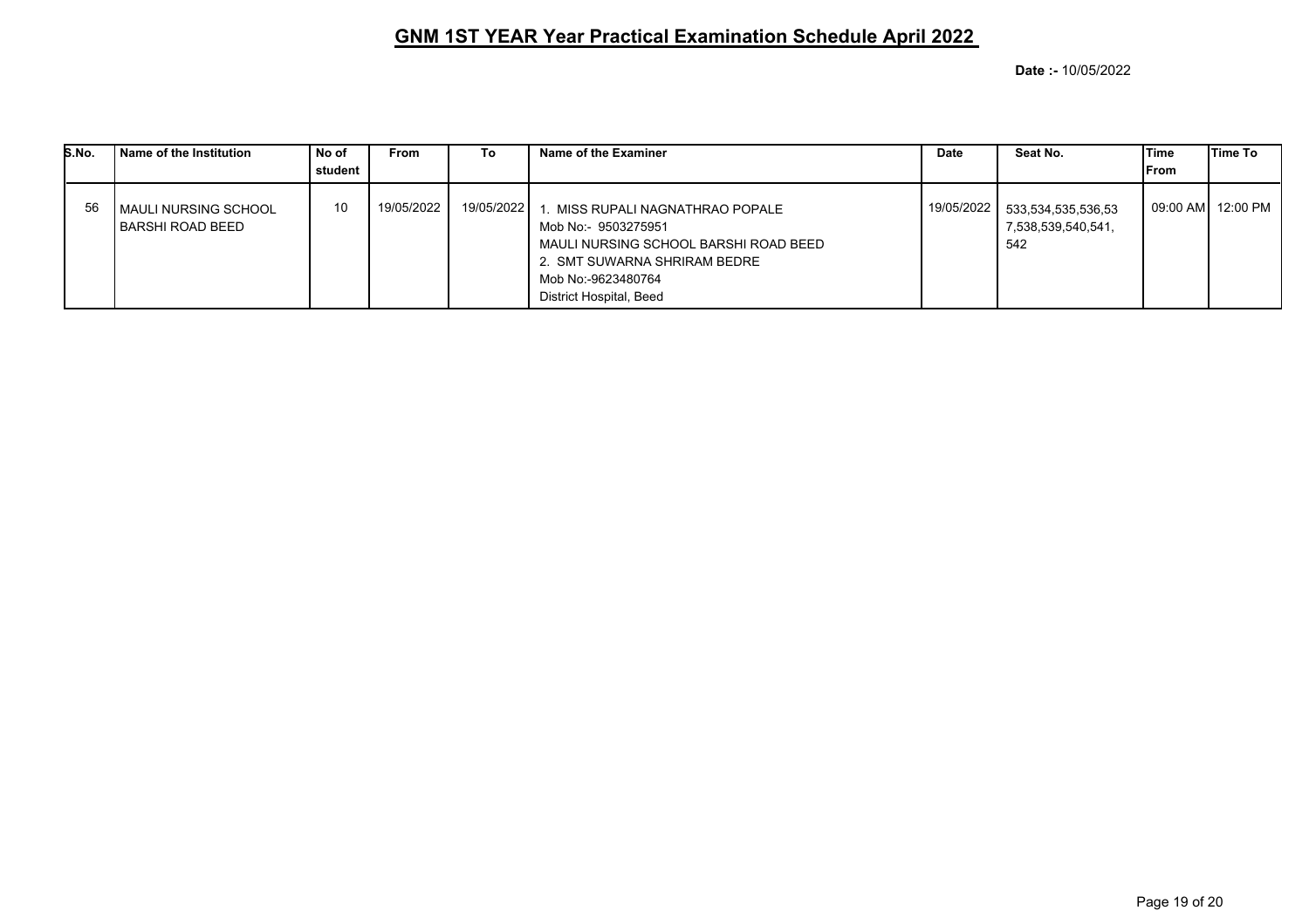# GNM 1ST YEAR Year Practical Examination Schedule April 2022

**Date :-** 10/05/2022

| S.No. | Name of the Institution | No of student | From | To | Name of the Examiner | Date | Seat No. | Time From | Time To |
|---|---|---|---|---|---|---|---|---|---|
| 56 | MAULI NURSING SCHOOL BARSHI ROAD BEED | 10 | 19/05/2022 | 19/05/2022 | 1. MISS RUPALI NAGNATHRAO POPALE<br>Mob No:- 9503275951<br>MAULI NURSING SCHOOL BARSHI ROAD BEED<br>2. SMT SUWARNA SHRIRAM BEDRE<br>Mob No:-9623480764<br>District Hospital, Beed | 19/05/2022 | 533,534,535,536,537,538,539,540,541,542 | 09:00 AM | 12:00 PM |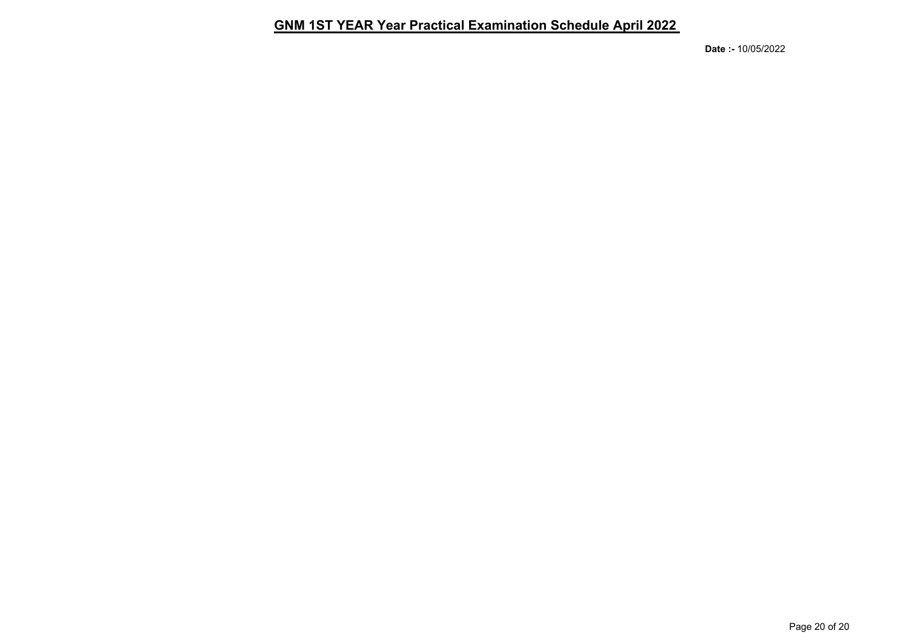# GNM 1ST YEAR Year Practical Examination Schedule April 2022

**Date :-** 10/05/2022